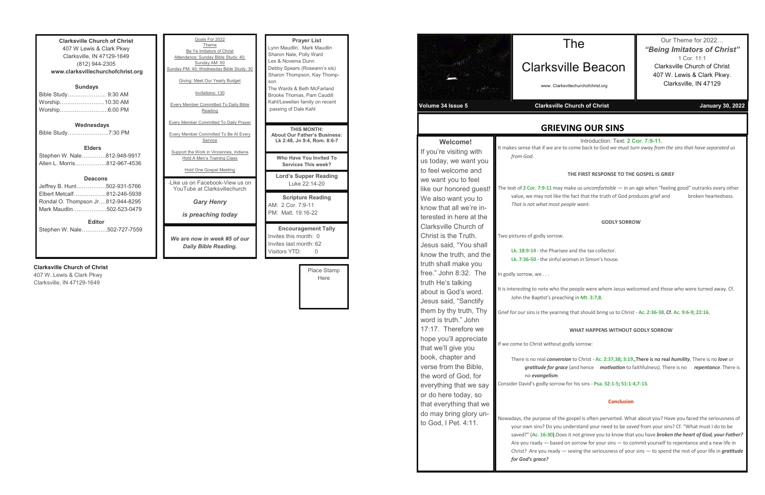**Clarksville Church of Christ**
407 W Lewis & Clark Pkwy
Clarksville, IN 47129-1649
(812) 944-2305
**www.clarksvillechurchofchrist.org**

**Sundays**

Bible Study………………... 9:30 AM
Worship……………………10:30 AM
Worship……………………..6:00 PM

**Wednesdays**

Bible Study…………………7:30 PM

**Elders**

Stephen W. Nale………….812-948-9917
Allen L. Morris……………..812-967-4536

**Deacons**

Jeffrey B. Hunt…………….502-931-5766
Elbert Metcalf……………...812-246-5938
Rondal O. Thompson Jr….812-944-8295
Mark Maudlin………………502-523-0479

**Editor**

Stephen W. Nale…………..502-727-7559

Goals For 2022
Theme
Be Ye Imitators of Christ
Attendance: Sunday Bible Study: 40; Sunday AM: 50
Sunday PM: 40; Wednesday Bible Study: 30

Giving: Meet Our Yearly Budget

Invitations: 130

Every Member Committed To Daily Bible Reading

Every Member Committed To Daily Prayer

Every Member Committed To Be At Every Service

Support the Work in Vincennes, Indiana
Hold A Men's Training Class

Hold One Gospel Meeting

-Like us on Facebook-View us on YouTube at Clarksvillechurch

***Gary Henry***

***is preaching today***

***We are now in week #5 of our Daily Bible Reading.***

**Prayer List**

Lynn Maudlin, Mark Maudlin
Sharon Nale, Polly Ward
Les & Novema Dunn
Debby Spears (Roseann's sis)
Sharon Thompson, Kay Thompson
The Wards & Beth McFarland
Brooke Thomas, Pam Caudill
Kahl/Lewellen family on recent passing of Dale Kahl

**THIS MONTH:**
**About Our Father's Business:**
**Lk 2:48, Jn 9:4, Rom. 8:6-7**

**Who Have You Invited To Services This week?**

**Lord's Supper Reading**
Luke 22:14-20

**Scripture Reading**
AM: 2 Cor. 7:9-11
PM: Matt. 19:16-22

**Encouragement Tally**
Invites this month: 0
Invites last month: 62
Visitors YTD: 0

**Clarksville Church of Christ**
407 W. Lewis & Clark Pkwy
Clarksville, IN 47129-1649

Place Stamp Here

# The Clarksville Beacon

www. Clarksvillechurchofchrist.org

Our Theme for 2022…
***"Being Imitators of Christ"***
1 Cor. 11:1
Clarksville Church of Christ
407 W. Lewis & Clark Pkwy.
Clarksville, IN 47129

**Volume 34 Issue 5** | **Clarksville Church of Christ** | **January 30, 2022**

**Welcome!**

If you're visiting with us today, we want you to feel welcome and we want you to feel like our honored guest! We also want you to know that all we're interested in here at the Clarksville Church of Christ is the Truth. Jesus said, "You shall know the truth, and the truth shall make you free." John 8:32. The truth He's talking about is God's word. Jesus said, "Sanctify them by thy truth, Thy word is truth." John 17:17. Therefore we hope you'll appreciate that we'll give you book, chapter and verse from the Bible, the word of God, for everything that we say or do here today, so that everything that we do may bring glory unto God, I Pet. 4:11.

## GRIEVING OUR SINS

Introduction: Text: **2 Cor. 7:9-11**.

It makes sense that if we are to come back to God *we must turn away from the sins that have separated us from God.*

### THE FIRST RESPONSE TO THE GOSPEL IS GRIEF

The text of **2 Cor. 7:9-11** may make us *uncomfortable* — in an age when "feeling good" outranks every other value, we may not like the fact that the truth of God produces grief and broken heartedness. *That is not what most people want.*

### GODLY SORROW

Two pictures of godly sorrow.

**Lk. 18:9-14** - the Pharisee and the tax collector.
**Lk. 7:36-50** - the sinful woman in Simon's house.

In godly sorrow, we . . .

It is interesting to note who the people were whom Jesus welcomed and those who were turned away. Cf. John the Baptist's preaching in **Mt. 3:7,8**.

Grief for our sins is the yearning that should bring us to Christ - **Ac. 2:36-38**. Cf. **Ac. 9:6-9**; **22:16**.

### WHAT HAPPENS WITHOUT GODLY SORROW

If we come to Christ without godly sorrow:

There is no real ***conversion*** to Christ - **Ac. 2:37,38; 3:19**.,There is no real *humility*, There is no ***love*** or ***gratitude for grace*** (and hence ***motivation*** to faithfulness). There is no ***repentance***. There is no ***evangelism***.

Consider David's godly sorrow for his sins - **Psa. 32:1-5**; **51:1-4,7-13**.

### Conclusion

Nowadays, the purpose of the gospel is often perverted. What about you? Have you faced the seriousness of your own sins? Do you understand your need to be *saved* from your sins? Cf. "What must I do to be saved?" (**Ac. 16:30**).Does it not grieve you to know that you have ***broken the heart of God, your Father?*** Are you ready — based on sorrow for your sins — to commit yourself to repentance and a new life in Christ? Are you ready — seeing the seriousness of your sins — to spend the rest of your life in ***gratitude for God's grace?***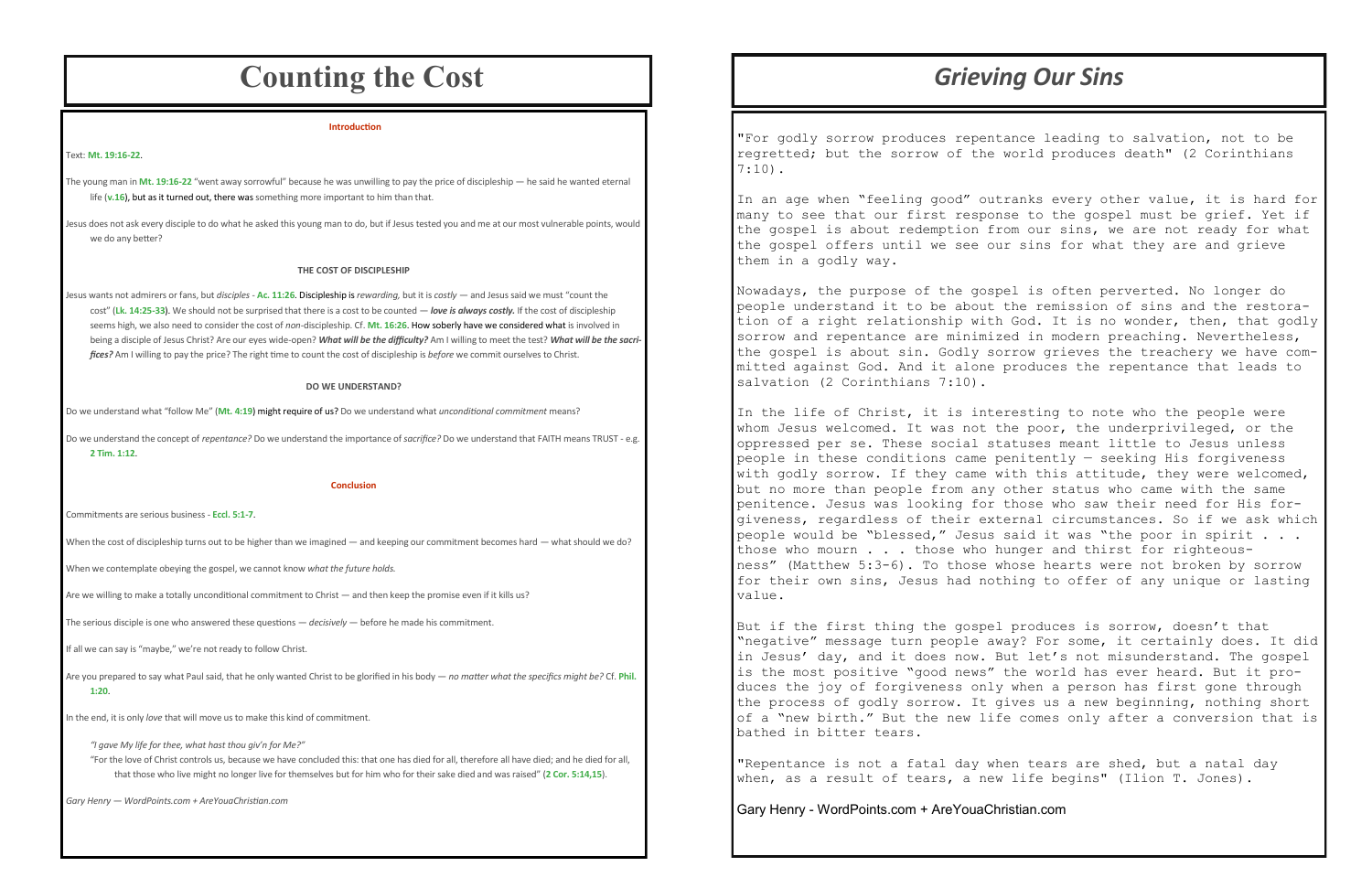# Counting the Cost

**Introduction**

Text: **Mt. 19:16-22**.

The young man in **Mt. 19:16-22** "went away sorrowful" because he was unwilling to pay the price of discipleship — he said he wanted eternal life (**v.16**), but as it turned out, there was something more important to him than that.

Jesus does not ask every disciple to do what he asked this young man to do, but if Jesus tested you and me at our most vulnerable points, would we do any better?

**THE COST OF DISCIPLESHIP**

Jesus wants not admirers or fans, but *disciples* - **Ac. 11:26**. Discipleship is *rewarding,* but it is *costly* — and Jesus said we must "count the cost" (**Lk. 14:25-33**). We should not be surprised that there is a cost to be counted — ***love is always costly.*** If the cost of discipleship seems high, we also need to consider the cost of *non*-discipleship. Cf. **Mt. 16:26**. How soberly have we considered what is involved in being a disciple of Jesus Christ? Are our eyes wide-open? ***What will be the difficulty?*** Am I willing to meet the test? ***What will be the sacrifices?*** Am I willing to pay the price? The right time to count the cost of discipleship is *before* we commit ourselves to Christ.

**DO WE UNDERSTAND?**

Do we understand what "follow Me" (**Mt. 4:19**) might require of us? Do we understand what *unconditional commitment* means?

Do we understand the concept of *repentance?* Do we understand the importance of *sacrifice?* Do we understand that FAITH means TRUST - e.g. **2 Tim. 1:12**.

**Conclusion**

Commitments are serious business - **Eccl. 5:1-7**.

When the cost of discipleship turns out to be higher than we imagined — and keeping our commitment becomes hard — what should we do?

When we contemplate obeying the gospel, we cannot know *what the future holds.*

Are we willing to make a totally unconditional commitment to Christ — and then keep the promise even if it kills us?

The serious disciple is one who answered these questions — *decisively* — before he made his commitment.

If all we can say is "maybe," we're not ready to follow Christ.

Are you prepared to say what Paul said, that he only wanted Christ to be glorified in his body — *no matter what the specifics might be?* Cf. **Phil. 1:20**.

In the end, it is only *love* that will move us to make this kind of commitment.

*"I gave My life for thee, what hast thou giv'n for Me?"*

"For the love of Christ controls us, because we have concluded this: that one has died for all, therefore all have died; and he died for all, that those who live might no longer live for themselves but for him who for their sake died and was raised" (**2 Cor. 5:14,15**).

*Gary Henry — WordPoints.com + AreYouaChristian.com*

# *Grieving Our Sins*

"For godly sorrow produces repentance leading to salvation, not to be regretted; but the sorrow of the world produces death" (2 Corinthians 7:10).

In an age when "feeling good" outranks every other value, it is hard for many to see that our first response to the gospel must be grief. Yet if the gospel is about redemption from our sins, we are not ready for what the gospel offers until we see our sins for what they are and grieve them in a godly way.

Nowadays, the purpose of the gospel is often perverted. No longer do people understand it to be about the remission of sins and the restoration of a right relationship with God. It is no wonder, then, that godly sorrow and repentance are minimized in modern preaching. Nevertheless, the gospel is about sin. Godly sorrow grieves the treachery we have committed against God. And it alone produces the repentance that leads to salvation (2 Corinthians 7:10).

In the life of Christ, it is interesting to note who the people were whom Jesus welcomed. It was not the poor, the underprivileged, or the oppressed per se. These social statuses meant little to Jesus unless people in these conditions came penitently — seeking His forgiveness with godly sorrow. If they came with this attitude, they were welcomed, but no more than people from any other status who came with the same penitence. Jesus was looking for those who saw their need for His forgiveness, regardless of their external circumstances. So if we ask which people would be "blessed," Jesus said it was "the poor in spirit . . . those who mourn . . . those who hunger and thirst for righteousness" (Matthew 5:3-6). To those whose hearts were not broken by sorrow for their own sins, Jesus had nothing to offer of any unique or lasting value.

But if the first thing the gospel produces is sorrow, doesn't that "negative" message turn people away? For some, it certainly does. It did in Jesus' day, and it does now. But let's not misunderstand. The gospel is the most positive "good news" the world has ever heard. But it produces the joy of forgiveness only when a person has first gone through the process of godly sorrow. It gives us a new beginning, nothing short of a "new birth." But the new life comes only after a conversion that is bathed in bitter tears.

"Repentance is not a fatal day when tears are shed, but a natal day when, as a result of tears, a new life begins" (Ilion T. Jones).

Gary Henry - WordPoints.com + AreYouaChristian.com